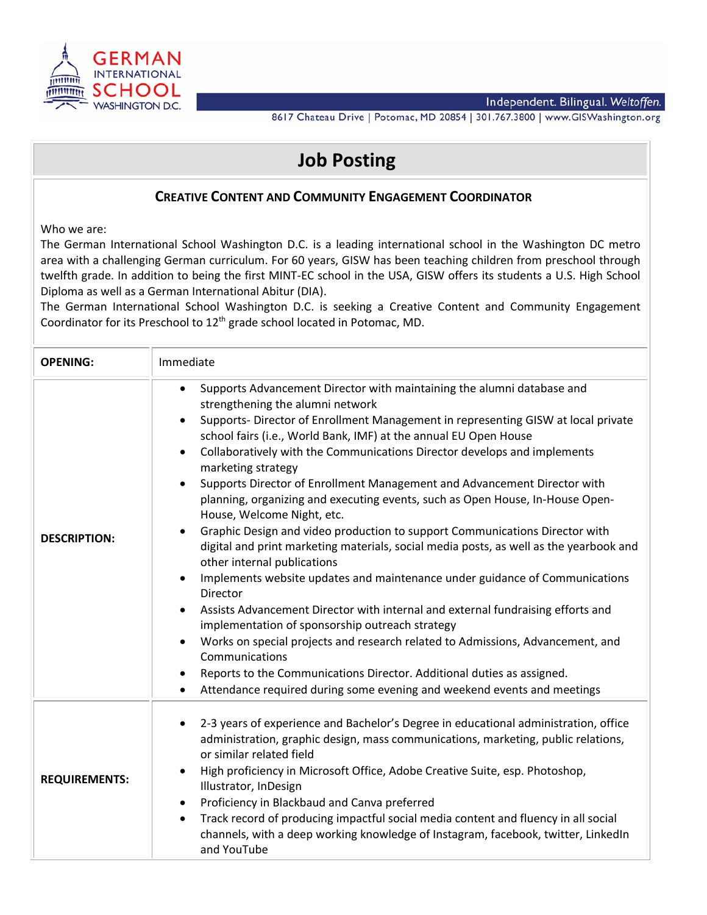GERMAN INTERNATIONAL SCHOOL WASHINGTON D.C.

Independent. Bilingual. *Weltoffen.*

8617 Chateau Drive | Potomac, MD 20854 | 301.767.3800 | www.GISWashington.org

# Job Posting

## CREATIVE CONTENT AND COMMUNITY ENGAGEMENT COORDINATOR

Who we are:
The German International School Washington D.C. is a leading international school in the Washington DC metro area with a challenging German curriculum. For 60 years, GISW has been teaching children from preschool through twelfth grade. In addition to being the first MINT-EC school in the USA, GISW offers its students a U.S. High School Diploma as well as a German International Abitur (DIA).
The German International School Washington D.C. is seeking a Creative Content and Community Engagement Coordinator for its Preschool to 12th grade school located in Potomac, MD.

| | |
|---|---|
| **OPENING:** | Immediate |
| **DESCRIPTION:** | • Supports Advancement Director with maintaining the alumni database and strengthening the alumni network<br>• Supports- Director of Enrollment Management in representing GISW at local private school fairs (i.e., World Bank, IMF) at the annual EU Open House<br>• Collaboratively with the Communications Director develops and implements marketing strategy<br>• Supports Director of Enrollment Management and Advancement Director with planning, organizing and executing events, such as Open House, In-House Open-House, Welcome Night, etc.<br>• Graphic Design and video production to support Communications Director with digital and print marketing materials, social media posts, as well as the yearbook and other internal publications<br>• Implements website updates and maintenance under guidance of Communications Director<br>• Assists Advancement Director with internal and external fundraising efforts and implementation of sponsorship outreach strategy<br>• Works on special projects and research related to Admissions, Advancement, and Communications<br>• Reports to the Communications Director. Additional duties as assigned.<br>• Attendance required during some evening and weekend events and meetings |
| **REQUIREMENTS:** | • 2-3 years of experience and Bachelor's Degree in educational administration, office administration, graphic design, mass communications, marketing, public relations, or similar related field<br>• High proficiency in Microsoft Office, Adobe Creative Suite, esp. Photoshop, Illustrator, InDesign<br>• Proficiency in Blackbaud and Canva preferred<br>• Track record of producing impactful social media content and fluency in all social channels, with a deep working knowledge of Instagram, facebook, twitter, LinkedIn and YouTube |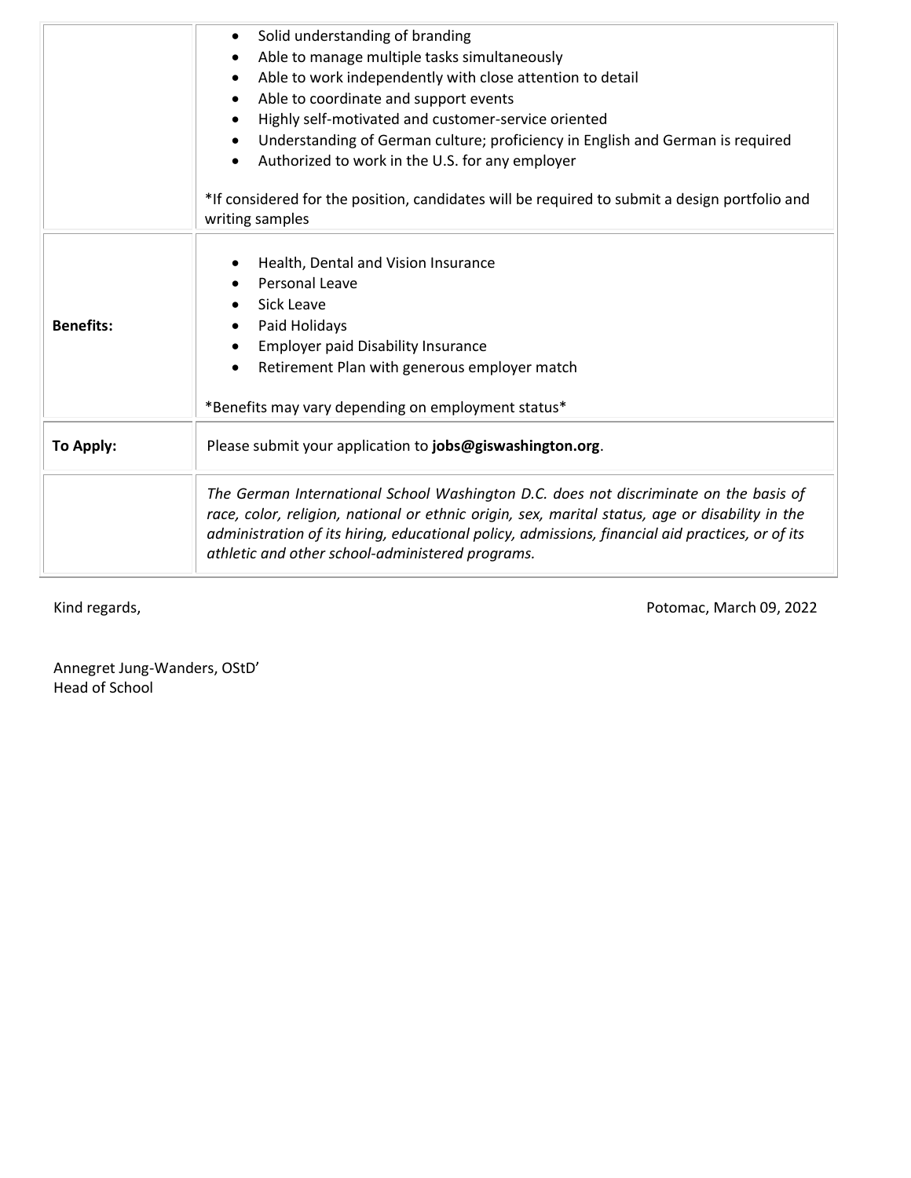| | |
|---|---|
| | • Solid understanding of branding<br>• Able to manage multiple tasks simultaneously<br>• Able to work independently with close attention to detail<br>• Able to coordinate and support events<br>• Highly self-motivated and customer-service oriented<br>• Understanding of German culture; proficiency in English and German is required<br>• Authorized to work in the U.S. for any employer<br><br>*If considered for the position, candidates will be required to submit a design portfolio and writing samples |
| **Benefits:** | • Health, Dental and Vision Insurance<br>• Personal Leave<br>• Sick Leave<br>• Paid Holidays<br>• Employer paid Disability Insurance<br>• Retirement Plan with generous employer match<br><br>*Benefits may vary depending on employment status* |
| **To Apply:** | Please submit your application to **jobs@giswashington.org**. |
| | *The German International School Washington D.C. does not discriminate on the basis of race, color, religion, national or ethnic origin, sex, marital status, age or disability in the administration of its hiring, educational policy, admissions, financial aid practices, or of its athletic and other school-administered programs.* |

Kind regards,

Potomac, March 09, 2022

Annegret Jung-Wanders, OStD'
Head of School